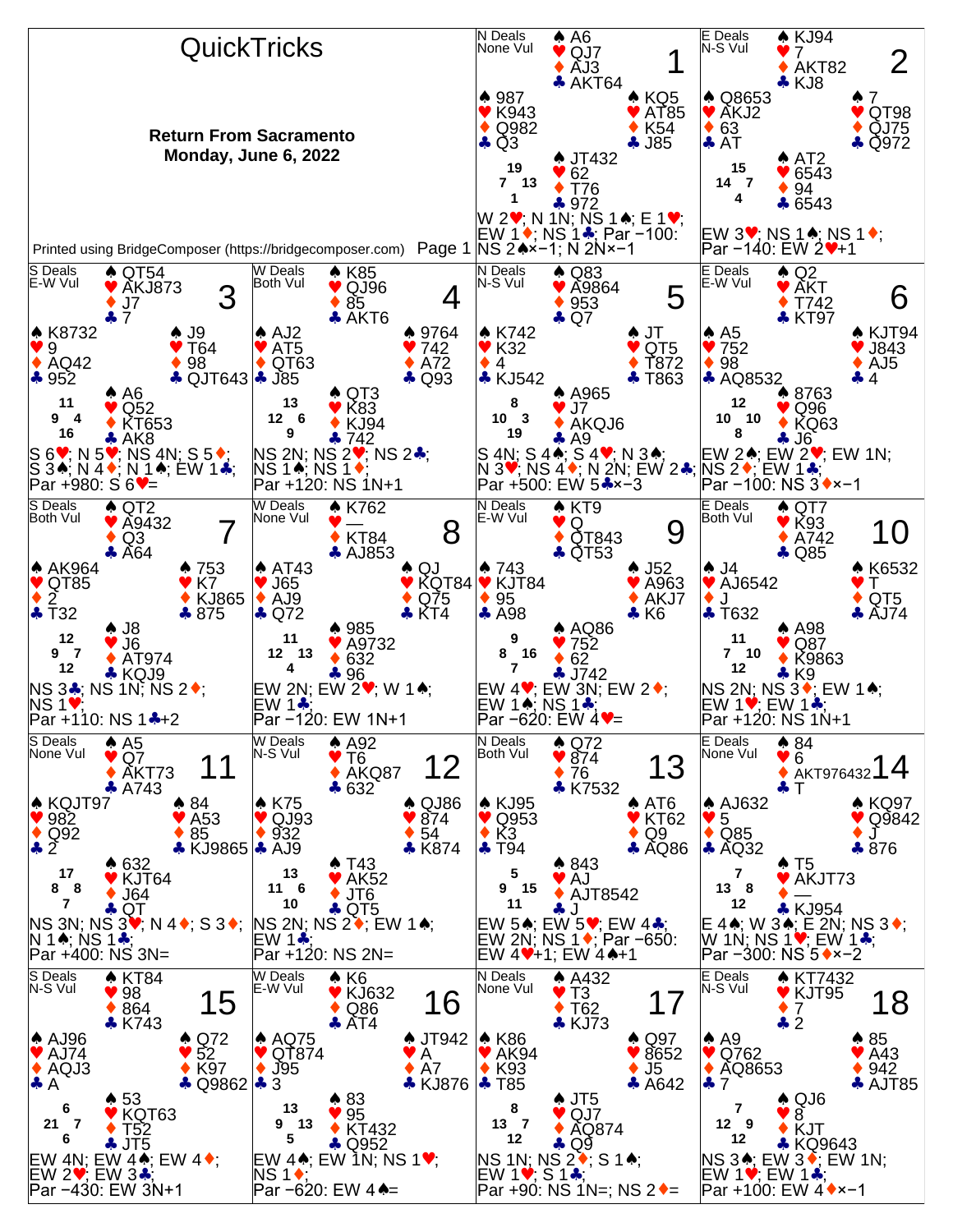# QuickTricks

**Return From Sacramento**
**Monday, June 6, 2022**

Printed using BridgeComposer (https://bridgecomposer.com)

---

## Board 1
N Deals, None Vul

| | |
|---|---|
| North | ♠ A6 ♥ QJ7 ♦ AJ3 ♣ AKT64 |
| West | ♠ 987 ♥ K943 ♦ Q982 ♣ Q3 |
| East | ♠ KQ5 ♥ AT85 ♦ K54 ♣ J85 |
| South | ♠ JT432 ♥ 62 ♦ T76 ♣ 972 |

HCP: N 19, W 7, E 13, S 1

W 2♥; N 1N; NS 1♠; E 1♥; EW 1♦; NS 1♣; Par −100: NS 2♠×−1; N 2N×−1

## Board 2
E Deals, N-S Vul

| | |
|---|---|
| North | ♠ KJ94 ♥ 7 ♦ AKT82 ♣ KJ8 |
| West | ♠ Q8653 ♥ AKJ2 ♦ 63 ♣ AT |
| East | ♠ 7 ♥ QT98 ♦ QJ75 ♣ Q972 |
| South | ♠ AT2 ♥ 6543 ♦ 94 ♣ 6543 |

HCP: N 15, W 14, E 7, S 4

EW 3♥; NS 1♠; NS 1♦; Par −140: EW 2♥+1

## Board 3
S Deals, E-W Vul

| | |
|---|---|
| North | ♠ QT54 ♥ AKJ873 ♦ J7 ♣ 7 |
| West | ♠ K8732 ♥ 9 ♦ AQ42 ♣ 952 |
| East | ♠ J9 ♥ T64 ♦ 98 ♣ QJT643 |
| South | ♠ A6 ♥ Q52 ♦ KT653 ♣ AK8 |

HCP: N 11, W 9, E 4, S 16

S 6♥; N 5♥; NS 4N; S 5♦; S 3♠; N 4♦; N 1♠; EW 1♣; Par +980: S 6♥=

## Board 4
W Deals, Both Vul

| | |
|---|---|
| North | ♠ K85 ♥ QJ96 ♦ 85 ♣ AKT6 |
| West | ♠ AJ2 ♥ AT5 ♦ QT63 ♣ J85 |
| East | ♠ 9764 ♥ 742 ♦ A72 ♣ Q93 |
| South | ♠ QT3 ♥ K83 ♦ KJ94 ♣ 742 |

HCP: N 13, W 12, E 6, S 9

NS 2N; NS 2♥; NS 2♣; NS 1♠; NS 1♦; Par +120: NS 1N+1

## Board 5
N Deals, N-S Vul

| | |
|---|---|
| North | ♠ Q83 ♥ A9864 ♦ 953 ♣ Q7 |
| West | ♠ K742 ♥ K32 ♦ 4 ♣ KJ542 |
| East | ♠ JT ♥ QT5 ♦ T872 ♣ T863 |
| South | ♠ A965 ♥ J7 ♦ AKQJ6 ♣ A9 |

HCP: N 8, W 10, E 3, S 19

S 4N; S 4♠; S 4♥; N 3♠; N 3♥; NS 4♦; N 2N; EW 2♣; Par +500: EW 5♣×−3

## Board 6
E Deals, E-W Vul

| | |
|---|---|
| North | ♠ Q2 ♥ AKT ♦ T742 ♣ KT97 |
| West | ♠ A5 ♥ 752 ♦ 98 ♣ AQ8532 |
| East | ♠ KJT94 ♥ J843 ♦ AJ5 ♣ 4 |
| South | ♠ 8763 ♥ Q96 ♦ KQ63 ♣ J6 |

HCP: N 12, W 10, E 10, S 8

EW 2♠; EW 2♥; EW 1N; NS 2♦; EW 1♣; Par −100: NS 3♦×−1

## Board 7
S Deals, Both Vul

| | |
|---|---|
| North | ♠ QT2 ♥ A9432 ♦ Q3 ♣ A64 |
| West | ♠ AK964 ♥ QT85 ♦ 2 ♣ T32 |
| East | ♠ 753 ♥ K7 ♦ KJ865 ♣ 875 |
| South | ♠ J8 ♥ J6 ♦ AT974 ♣ KQJ9 |

HCP: N 12, W 9, E 7, S 12

NS 3♣; NS 1N; NS 2♦; NS 1♥; Par +110: NS 1♣+2

## Board 8
W Deals, None Vul

| | |
|---|---|
| North | ♠ K762 ♥ — ♦ KT84 ♣ AJ853 |
| West | ♠ AT43 ♥ J65 ♦ AJ9 ♣ Q72 |
| East | ♠ QJ ♥ KQT84 ♦ Q75 ♣ KT4 |
| South | ♠ 985 ♥ A9732 ♦ 632 ♣ 96 |

HCP: N 11, W 12, E 13, S 4

EW 2N; EW 2♥; W 1♠; EW 1♣; Par −120: EW 1N+1

## Board 9
N Deals, E-W Vul

| | |
|---|---|
| North | ♠ KT9 ♥ Q ♦ QT843 ♣ QT53 |
| West | ♠ 743 ♥ KJT84 ♦ 95 ♣ A98 |
| East | ♠ J52 ♥ A963 ♦ AKJ7 ♣ K6 |
| South | ♠ AQ86 ♥ 752 ♦ 62 ♣ J742 |

HCP: N 9, W 8, E 16, S 7

EW 4♥; EW 3N; EW 2♦; EW 1♠; NS 1♣; Par −620: EW 4♥=

## Board 10
E Deals, Both Vul

| | |
|---|---|
| North | ♠ QT7 ♥ K93 ♦ A742 ♣ Q85 |
| West | ♠ J4 ♥ AJ6542 ♦ J ♣ T632 |
| East | ♠ K6532 ♥ T ♦ QT5 ♣ AJ74 |
| South | ♠ A98 ♥ Q87 ♦ K9863 ♣ K9 |

HCP: N 11, W 7, E 10, S 12

NS 2N; NS 3♦; EW 1♠; EW 1♥; EW 1♣; Par +120: NS 1N+1

## Board 11
S Deals, None Vul

| | |
|---|---|
| North | ♠ A5 ♥ Q7 ♦ AKT73 ♣ A743 |
| West | ♠ KQJT97 ♥ 982 ♦ Q92 ♣ 2 |
| East | ♠ 84 ♥ A53 ♦ 85 ♣ KJ9865 |
| South | ♠ 632 ♥ KJT64 ♦ J64 ♣ QT |

HCP: N 17, W 8, E 8, S 7

NS 3N; NS 3♥; N 4♦; S 3♦; N 1♠; NS 1♣; Par +400: NS 3N=

## Board 12
W Deals, N-S Vul

| | |
|---|---|
| North | ♠ A92 ♥ T6 ♦ AKQ87 ♣ 632 |
| West | ♠ K75 ♥ QJ93 ♦ 932 ♣ AJ9 |
| East | ♠ QJ86 ♥ 874 ♦ 54 ♣ K874 |
| South | ♠ T43 ♥ AK52 ♦ JT6 ♣ QT5 |

HCP: N 13, W 11, E 6, S 10

NS 2N; NS 2♦; EW 1♠; EW 1♣; Par +120: NS 2N=

## Board 13
N Deals, Both Vul

| | |
|---|---|
| North | ♠ Q72 ♥ 874 ♦ 76 ♣ K7532 |
| West | ♠ KJ95 ♥ Q953 ♦ K3 ♣ T94 |
| East | ♠ AT6 ♥ KT62 ♦ Q9 ♣ AQ86 |
| South | ♠ 843 ♥ AJ ♦ AJT8542 ♣ J |

HCP: N 5, W 9, E 15, S 11

EW 5♠; EW 5♥; EW 4♣; EW 2N; NS 1♦; Par −650: EW 4♥+1; EW 4♠+1

## Board 14
E Deals, None Vul

| | |
|---|---|
| North | ♠ 84 ♥ 6 ♦ AKT976432 ♣ T |
| West | ♠ AJ632 ♥ 5 ♦ Q85 ♣ AQ32 |
| East | ♠ KQ97 ♥ Q9842 ♦ J ♣ 876 |
| South | ♠ T5 ♥ AKJT73 ♦ — ♣ KJ954 |

HCP: N 7, W 13, E 8, S 12

E 4♠; W 3♠; E 2N; NS 3♦; W 1N; NS 1♥; EW 1♣; Par −300: NS 5♦×−2

## Board 15
S Deals, N-S Vul

| | |
|---|---|
| North | ♠ KT84 ♥ 98 ♦ 864 ♣ K743 |
| West | ♠ AJ96 ♥ AJ74 ♦ AQJ3 ♣ A |
| East | ♠ Q72 ♥ 52 ♦ K97 ♣ Q9862 |
| South | ♠ 53 ♥ KQT63 ♦ T52 ♣ JT5 |

HCP: N 6, W 21, E 7, S 6

EW 4N; EW 4♠; EW 4♦; EW 2♥; EW 3♣; Par −430: EW 3N+1

## Board 16
W Deals, E-W Vul

| | |
|---|---|
| North | ♠ K6 ♥ KJ632 ♦ Q86 ♣ AT4 |
| West | ♠ AQ75 ♥ QT874 ♦ J95 ♣ 3 |
| East | ♠ JT942 ♥ A ♦ A7 ♣ KJ876 |
| South | ♠ 83 ♥ 95 ♦ KT432 ♣ Q952 |

HCP: N 13, W 9, E 13, S 5

EW 4♠; EW 1N; NS 1♥; NS 1♦; Par −620: EW 4♠=

## Board 17
N Deals, None Vul

| | |
|---|---|
| North | ♠ A432 ♥ T3 ♦ T62 ♣ KJ73 |
| West | ♠ K86 ♥ AK94 ♦ K93 ♣ T85 |
| East | ♠ Q97 ♥ 8652 ♦ J5 ♣ A642 |
| South | ♠ JT5 ♥ QJ7 ♦ AQ874 ♣ Q9 |

HCP: N 8, W 13, E 7, S 12

NS 1N; NS 2♦; S 1♠; EW 1♥; S 1♣; Par +90: NS 1N=; NS 2♦=

## Board 18
E Deals, N-S Vul

| | |
|---|---|
| North | ♠ KT7432 ♥ KJT95 ♦ 7 ♣ 2 |
| West | ♠ A9 ♥ Q762 ♦ AQ8653 ♣ 7 |
| East | ♠ 85 ♥ A43 ♦ 942 ♣ AJT85 |
| South | ♠ QJ6 ♥ 8 ♦ KJT ♣ KQ9643 |

HCP: N 7, W 12, E 9, S 12

NS 3♠; EW 3♦; EW 1N; EW 1♥; EW 1♣; Par +100: EW 4♦×−1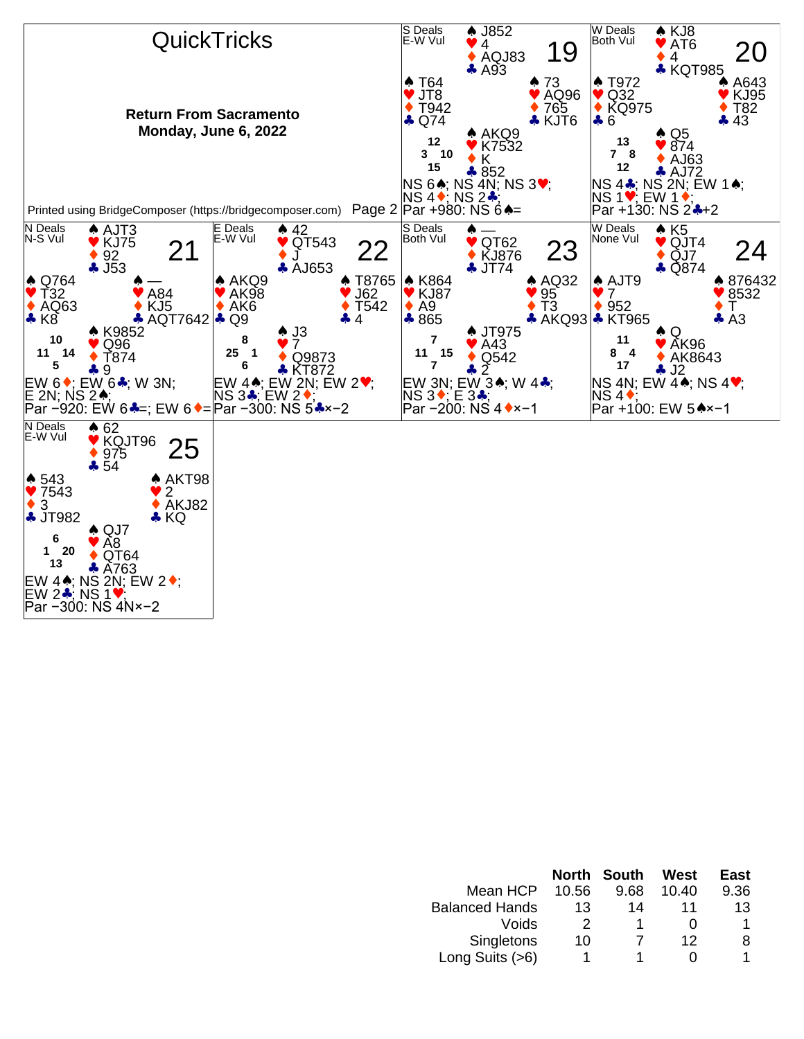# QuickTricks

**Return From Sacramento**
**Monday, June 6, 2022**

Printed using BridgeComposer (https://bridgecomposer.com)

## Board 19

S Deals
E-W Vul

North: ♠ J852 ♥ 4 ♦ AQJ83 ♣ A93

West: ♠ T64 ♥ JT8 ♦ T942 ♣ Q74

East: ♠ 73 ♥ AQ96 ♦ 765 ♣ KJT6

South: ♠ AKQ9 ♥ K7532 ♦ K ♣ 852

HCP: N 12, W 3, E 10, S 15

NS 6♠; NS 4N; NS 3♥; NS 4♦; NS 2♣;
Par +980: NS 6♠=

## Board 20

W Deals
Both Vul

North: ♠ KJ8 ♥ AT6 ♦ 4 ♣ KQT985

West: ♠ T972 ♥ Q32 ♦ KQ975 ♣ 6

East: ♠ A643 ♥ KJ95 ♦ T82 ♣ 43

South: ♠ Q5 ♥ 874 ♦ AJ63 ♣ AJ72

HCP: N 13, W 7, E 8, S 12

NS 4♣; NS 2N; EW 1♠; NS 1♥; EW 1♦;
Par +130: NS 2♣+2

## Board 21

N Deals
N-S Vul

North: ♠ AJT3 ♥ KJ75 ♦ 92 ♣ J53

West: ♠ Q764 ♥ T32 ♦ AQ63 ♣ K8

East: ♠ — ♥ A84 ♦ KJ5 ♣ AQT7642

South: ♠ K9852 ♥ Q96 ♦ T874 ♣ 9

HCP: N 10, W 11, E 14, S 5

EW 6♦; EW 6♣; W 3N; E 2N; NS 2♠;
Par −920: EW 6♣=; EW 6♦=

## Board 22

E Deals
E-W Vul

North: ♠ 42 ♥ QT543 ♦ J ♣ AJ653

West: ♠ AKQ9 ♥ AK98 ♦ AK6 ♣ Q9

East: ♠ T8765 ♥ J62 ♦ T542 ♣ 4

South: ♠ J3 ♥ 7 ♦ Q9873 ♣ KT872

HCP: N 8, W 25, E 1, S 6

EW 4♠; EW 2N; EW 2♥; NS 3♣; EW 2♦;
Par −300: NS 5♣×−2

## Board 23

S Deals
Both Vul

North: ♠ — ♥ QT62 ♦ KJ876 ♣ JT74

West: ♠ K864 ♥ KJ87 ♦ A9 ♣ 865

East: ♠ AQ32 ♥ 95 ♦ T3 ♣ AKQ93

South: ♠ JT975 ♥ A43 ♦ Q542 ♣ 2

HCP: N 7, W 11, E 15, S 7

EW 3N; EW 3♠; W 4♣; NS 3♦; E 3♣;
Par −200: NS 4♦×−1

## Board 24

W Deals
None Vul

North: ♠ K5 ♥ QJT4 ♦ QJ7 ♣ Q874

West: ♠ AJT9 ♥ 7 ♦ 952 ♣ KT965

East: ♠ 876432 ♥ 8532 ♦ T ♣ A3

South: ♠ Q ♥ AK96 ♦ AK8643 ♣ J2

HCP: N 11, W 8, E 4, S 17

NS 4N; EW 4♠; NS 4♥; NS 4♦;
Par +100: EW 5♠×−1

## Board 25

N Deals
E-W Vul

North: ♠ 62 ♥ KQJT96 ♦ 975 ♣ 54

West: ♠ 543 ♥ 7543 ♦ 3 ♣ JT982

East: ♠ AKT98 ♥ 2 ♦ AKJ82 ♣ KQ

South: ♠ QJ7 ♥ A8 ♦ QT64 ♣ A763

HCP: N 6, W 1, E 20, S 13

EW 4♠; NS 2N; EW 2♦; EW 2♣; NS 1♥;
Par −300: NS 4N×−2

| | North | South | West | East |
|---|---|---|---|---|
| Mean HCP | 10.56 | 9.68 | 10.40 | 9.36 |
| Balanced Hands | 13 | 14 | 11 | 13 |
| Voids | 2 | 1 | 0 | 1 |
| Singletons | 10 | 7 | 12 | 8 |
| Long Suits (>6) | 1 | 1 | 0 | 1 |